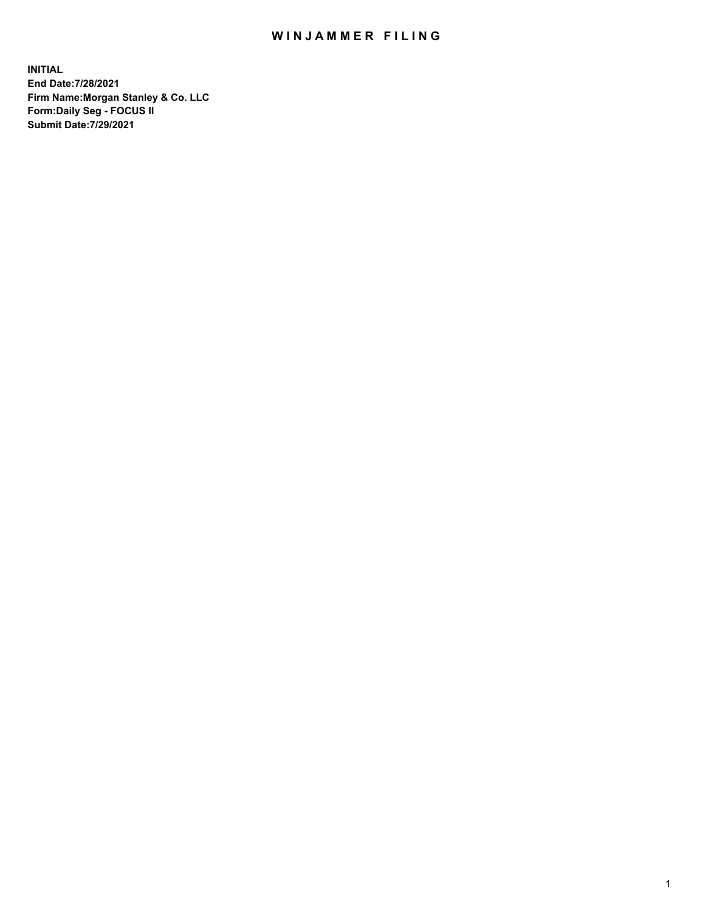# WINJAMMER FILING

**INITIAL**
**End Date:7/28/2021**
**Firm Name:Morgan Stanley & Co. LLC**
**Form:Daily Seg - FOCUS II**
**Submit Date:7/29/2021**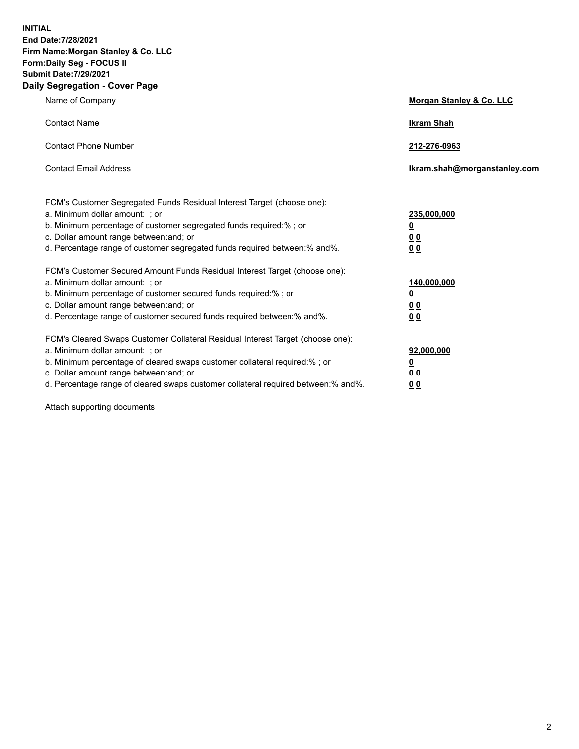**INITIAL**
**End Date:7/28/2021**
**Firm Name:Morgan Stanley & Co. LLC**
**Form:Daily Seg - FOCUS II**
**Submit Date:7/29/2021**
**Daily Segregation - Cover Page**

| | |
|---|---|
| Name of Company | **Morgan Stanley & Co. LLC** |
| Contact Name | **Ikram Shah** |
| Contact Phone Number | **212-276-0963** |
| Contact Email Address | **Ikram.shah@morganstanley.com** |

| | |
|---|---|
| FCM's Customer Segregated Funds Residual Interest Target (choose one): | |
| a. Minimum dollar amount: ; or | **235,000,000** |
| b. Minimum percentage of customer segregated funds required:% ; or | **0** |
| c. Dollar amount range between:and; or | **0 0** |
| d. Percentage range of customer segregated funds required between:% and%. | **0 0** |
| FCM's Customer Secured Amount Funds Residual Interest Target (choose one): | |
| a. Minimum dollar amount: ; or | **140,000,000** |
| b. Minimum percentage of customer secured funds required:% ; or | **0** |
| c. Dollar amount range between:and; or | **0 0** |
| d. Percentage range of customer secured funds required between:% and%. | **0 0** |
| FCM's Cleared Swaps Customer Collateral Residual Interest Target (choose one): | |
| a. Minimum dollar amount: ; or | **92,000,000** |
| b. Minimum percentage of cleared swaps customer collateral required:% ; or | **0** |
| c. Dollar amount range between:and; or | **0 0** |
| d. Percentage range of cleared swaps customer collateral required between:% and%. | **0 0** |

Attach supporting documents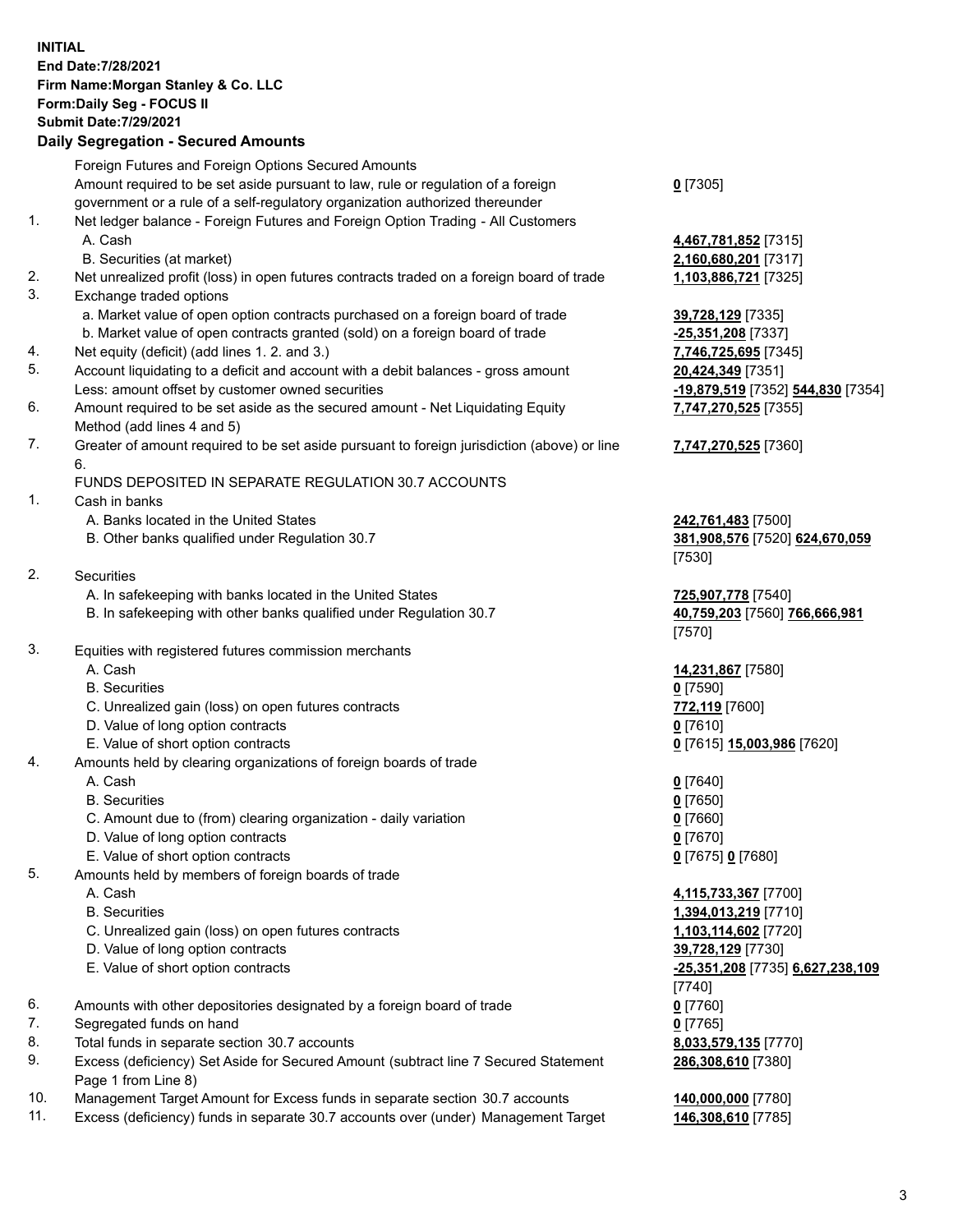**INITIAL**
**End Date:7/28/2021**
**Firm Name:Morgan Stanley & Co. LLC**
**Form:Daily Seg - FOCUS II**
**Submit Date:7/29/2021**

## Daily Segregation - Secured Amounts

| | | |
|---|---|---|
| | Foreign Futures and Foreign Options Secured Amounts | |
| | Amount required to be set aside pursuant to law, rule or regulation of a foreign government or a rule of a self-regulatory organization authorized thereunder | **0** [7305] |
| 1. | Net ledger balance - Foreign Futures and Foreign Option Trading - All Customers | |
| | A. Cash | **4,467,781,852** [7315] |
| | B. Securities (at market) | **2,160,680,201** [7317] |
| 2. | Net unrealized profit (loss) in open futures contracts traded on a foreign board of trade | **1,103,886,721** [7325] |
| 3. | Exchange traded options | |
| | a. Market value of open option contracts purchased on a foreign board of trade | **39,728,129** [7335] |
| | b. Market value of open contracts granted (sold) on a foreign board of trade | **-25,351,208** [7337] |
| 4. | Net equity (deficit) (add lines 1. 2. and 3.) | **7,746,725,695** [7345] |
| 5. | Account liquidating to a deficit and account with a debit balances - gross amount | **20,424,349** [7351] |
| | Less: amount offset by customer owned securities | **-19,879,519** [7352] **544,830** [7354] |
| 6. | Amount required to be set aside as the secured amount - Net Liquidating Equity Method (add lines 4 and 5) | **7,747,270,525** [7355] |
| 7. | Greater of amount required to be set aside pursuant to foreign jurisdiction (above) or line 6. | **7,747,270,525** [7360] |
| | FUNDS DEPOSITED IN SEPARATE REGULATION 30.7 ACCOUNTS | |
| 1. | Cash in banks | |
| | A. Banks located in the United States | **242,761,483** [7500] |
| | B. Other banks qualified under Regulation 30.7 | **381,908,576** [7520] **624,670,059** [7530] |
| 2. | Securities | |
| | A. In safekeeping with banks located in the United States | **725,907,778** [7540] |
| | B. In safekeeping with other banks qualified under Regulation 30.7 | **40,759,203** [7560] **766,666,981** [7570] |
| 3. | Equities with registered futures commission merchants | |
| | A. Cash | **14,231,867** [7580] |
| | B. Securities | **0** [7590] |
| | C. Unrealized gain (loss) on open futures contracts | **772,119** [7600] |
| | D. Value of long option contracts | **0** [7610] |
| | E. Value of short option contracts | **0** [7615] **15,003,986** [7620] |
| 4. | Amounts held by clearing organizations of foreign boards of trade | |
| | A. Cash | **0** [7640] |
| | B. Securities | **0** [7650] |
| | C. Amount due to (from) clearing organization - daily variation | **0** [7660] |
| | D. Value of long option contracts | **0** [7670] |
| | E. Value of short option contracts | **0** [7675] **0** [7680] |
| 5. | Amounts held by members of foreign boards of trade | |
| | A. Cash | **4,115,733,367** [7700] |
| | B. Securities | **1,394,013,219** [7710] |
| | C. Unrealized gain (loss) on open futures contracts | **1,103,114,602** [7720] |
| | D. Value of long option contracts | **39,728,129** [7730] |
| | E. Value of short option contracts | **-25,351,208** [7735] **6,627,238,109** [7740] |
| 6. | Amounts with other depositories designated by a foreign board of trade | **0** [7760] |
| 7. | Segregated funds on hand | **0** [7765] |
| 8. | Total funds in separate section 30.7 accounts | **8,033,579,135** [7770] |
| 9. | Excess (deficiency) Set Aside for Secured Amount (subtract line 7 Secured Statement Page 1 from Line 8) | **286,308,610** [7380] |
| 10. | Management Target Amount for Excess funds in separate section 30.7 accounts | **140,000,000** [7780] |
| 11. | Excess (deficiency) funds in separate 30.7 accounts over (under) Management Target | **146,308,610** [7785] |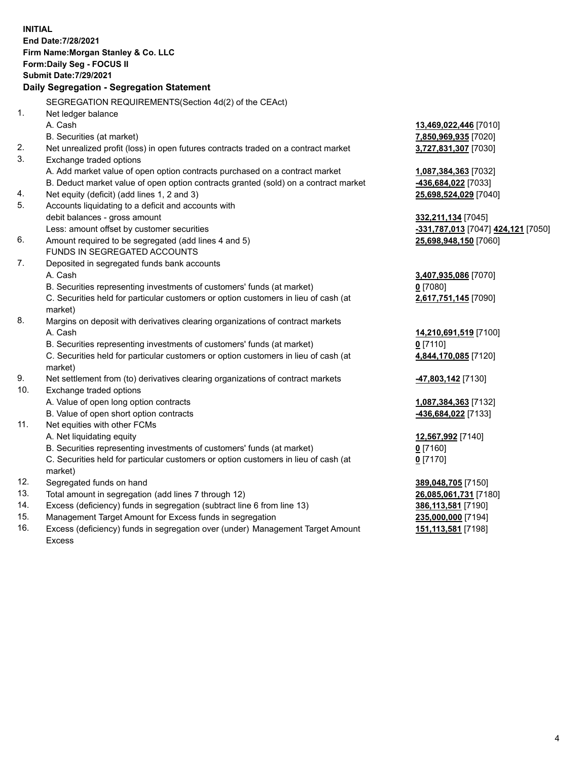**INITIAL**
**End Date:7/28/2021**
**Firm Name:Morgan Stanley & Co. LLC**
**Form:Daily Seg - FOCUS II**
**Submit Date:7/29/2021**

**Daily Segregation - Segregation Statement**

SEGREGATION REQUIREMENTS(Section 4d(2) of the CEAct)

| | | |
|---|---|---|
| 1. | Net ledger balance | |
| | A. Cash | **13,469,022,446** [7010] |
| | B. Securities (at market) | **7,850,969,935** [7020] |
| 2. | Net unrealized profit (loss) in open futures contracts traded on a contract market | **3,727,831,307** [7030] |
| 3. | Exchange traded options | |
| | A. Add market value of open option contracts purchased on a contract market | **1,087,384,363** [7032] |
| | B. Deduct market value of open option contracts granted (sold) on a contract market | **-436,684,022** [7033] |
| 4. | Net equity (deficit) (add lines 1, 2 and 3) | **25,698,524,029** [7040] |
| 5. | Accounts liquidating to a deficit and accounts with debit balances - gross amount | **332,211,134** [7045] |
| | Less: amount offset by customer securities | **-331,787,013** [7047] **424,121** [7050] |
| 6. | Amount required to be segregated (add lines 4 and 5) | **25,698,948,150** [7060] |
| | FUNDS IN SEGREGATED ACCOUNTS | |
| 7. | Deposited in segregated funds bank accounts | |
| | A. Cash | **3,407,935,086** [7070] |
| | B. Securities representing investments of customers' funds (at market) | **0** [7080] |
| | C. Securities held for particular customers or option customers in lieu of cash (at market) | **2,617,751,145** [7090] |
| 8. | Margins on deposit with derivatives clearing organizations of contract markets | |
| | A. Cash | **14,210,691,519** [7100] |
| | B. Securities representing investments of customers' funds (at market) | **0** [7110] |
| | C. Securities held for particular customers or option customers in lieu of cash (at market) | **4,844,170,085** [7120] |
| 9. | Net settlement from (to) derivatives clearing organizations of contract markets | **-47,803,142** [7130] |
| 10. | Exchange traded options | |
| | A. Value of open long option contracts | **1,087,384,363** [7132] |
| | B. Value of open short option contracts | **-436,684,022** [7133] |
| 11. | Net equities with other FCMs | |
| | A. Net liquidating equity | **12,567,992** [7140] |
| | B. Securities representing investments of customers' funds (at market) | **0** [7160] |
| | C. Securities held for particular customers or option customers in lieu of cash (at market) | **0** [7170] |
| 12. | Segregated funds on hand | **389,048,705** [7150] |
| 13. | Total amount in segregation (add lines 7 through 12) | **26,085,061,731** [7180] |
| 14. | Excess (deficiency) funds in segregation (subtract line 6 from line 13) | **386,113,581** [7190] |
| 15. | Management Target Amount for Excess funds in segregation | **235,000,000** [7194] |
| 16. | Excess (deficiency) funds in segregation over (under) Management Target Amount Excess | **151,113,581** [7198] |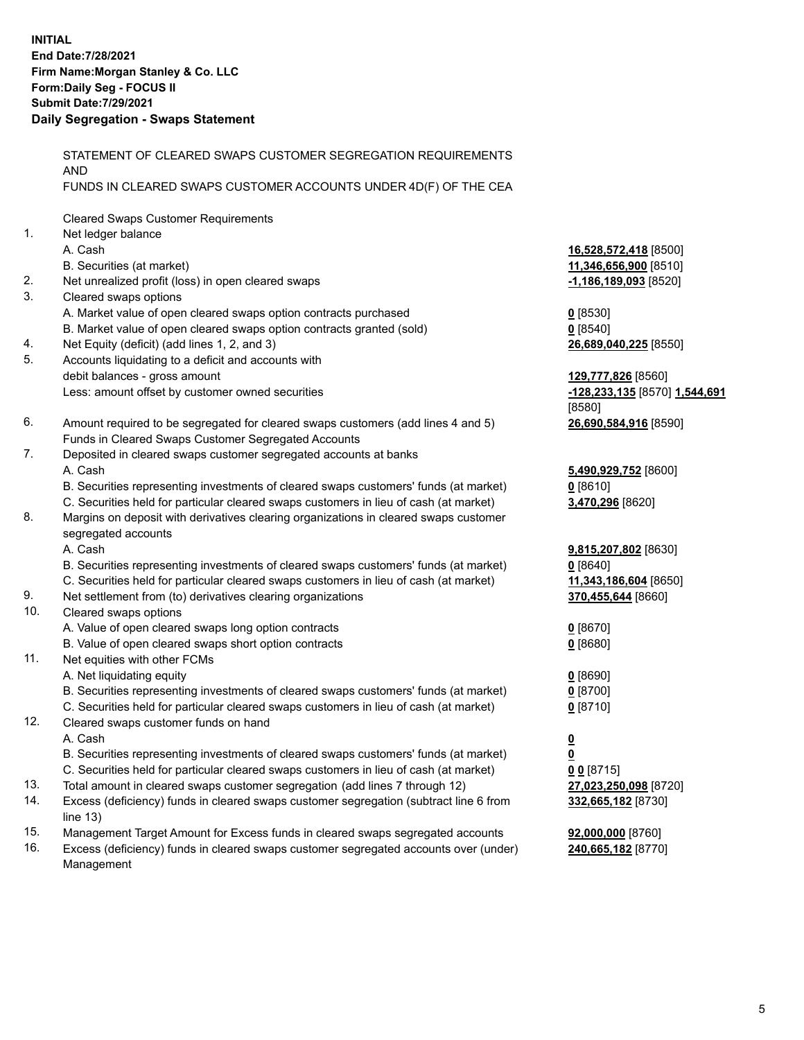**INITIAL**
**End Date:7/28/2021**
**Firm Name:Morgan Stanley & Co. LLC**
**Form:Daily Seg - FOCUS II**
**Submit Date:7/29/2021**
**Daily Segregation - Swaps Statement**

STATEMENT OF CLEARED SWAPS CUSTOMER SEGREGATION REQUIREMENTS AND FUNDS IN CLEARED SWAPS CUSTOMER ACCOUNTS UNDER 4D(F) OF THE CEA

| | | |
|---|---|---|
| | Cleared Swaps Customer Requirements | |
| 1. | Net ledger balance | |
| | A. Cash | **16,528,572,418** [8500] |
| | B. Securities (at market) | **11,346,656,900** [8510] |
| 2. | Net unrealized profit (loss) in open cleared swaps | **-1,186,189,093** [8520] |
| 3. | Cleared swaps options | |
| | A. Market value of open cleared swaps option contracts purchased | **0** [8530] |
| | B. Market value of open cleared swaps option contracts granted (sold) | **0** [8540] |
| 4. | Net Equity (deficit) (add lines 1, 2, and 3) | **26,689,040,225** [8550] |
| 5. | Accounts liquidating to a deficit and accounts with debit balances - gross amount | **129,777,826** [8560] |
| | Less: amount offset by customer owned securities | **-128,233,135** [8570] **1,544,691** [8580] |
| 6. | Amount required to be segregated for cleared swaps customers (add lines 4 and 5) | **26,690,584,916** [8590] |
| | Funds in Cleared Swaps Customer Segregated Accounts | |
| 7. | Deposited in cleared swaps customer segregated accounts at banks | |
| | A. Cash | **5,490,929,752** [8600] |
| | B. Securities representing investments of cleared swaps customers' funds (at market) | **0** [8610] |
| | C. Securities held for particular cleared swaps customers in lieu of cash (at market) | **3,470,296** [8620] |
| 8. | Margins on deposit with derivatives clearing organizations in cleared swaps customer segregated accounts | |
| | A. Cash | **9,815,207,802** [8630] |
| | B. Securities representing investments of cleared swaps customers' funds (at market) | **0** [8640] |
| | C. Securities held for particular cleared swaps customers in lieu of cash (at market) | **11,343,186,604** [8650] |
| 9. | Net settlement from (to) derivatives clearing organizations | **370,455,644** [8660] |
| 10. | Cleared swaps options | |
| | A. Value of open cleared swaps long option contracts | **0** [8670] |
| | B. Value of open cleared swaps short option contracts | **0** [8680] |
| 11. | Net equities with other FCMs | |
| | A. Net liquidating equity | **0** [8690] |
| | B. Securities representing investments of cleared swaps customers' funds (at market) | **0** [8700] |
| | C. Securities held for particular cleared swaps customers in lieu of cash (at market) | **0** [8710] |
| 12. | Cleared swaps customer funds on hand | |
| | A. Cash | **0** |
| | B. Securities representing investments of cleared swaps customers' funds (at market) | **0** |
| | C. Securities held for particular cleared swaps customers in lieu of cash (at market) | **0** **0** [8715] |
| 13. | Total amount in cleared swaps customer segregation (add lines 7 through 12) | **27,023,250,098** [8720] |
| 14. | Excess (deficiency) funds in cleared swaps customer segregation (subtract line 6 from line 13) | **332,665,182** [8730] |
| 15. | Management Target Amount for Excess funds in cleared swaps segregated accounts | **92,000,000** [8760] |
| 16. | Excess (deficiency) funds in cleared swaps customer segregated accounts over (under) Management | **240,665,182** [8770] |